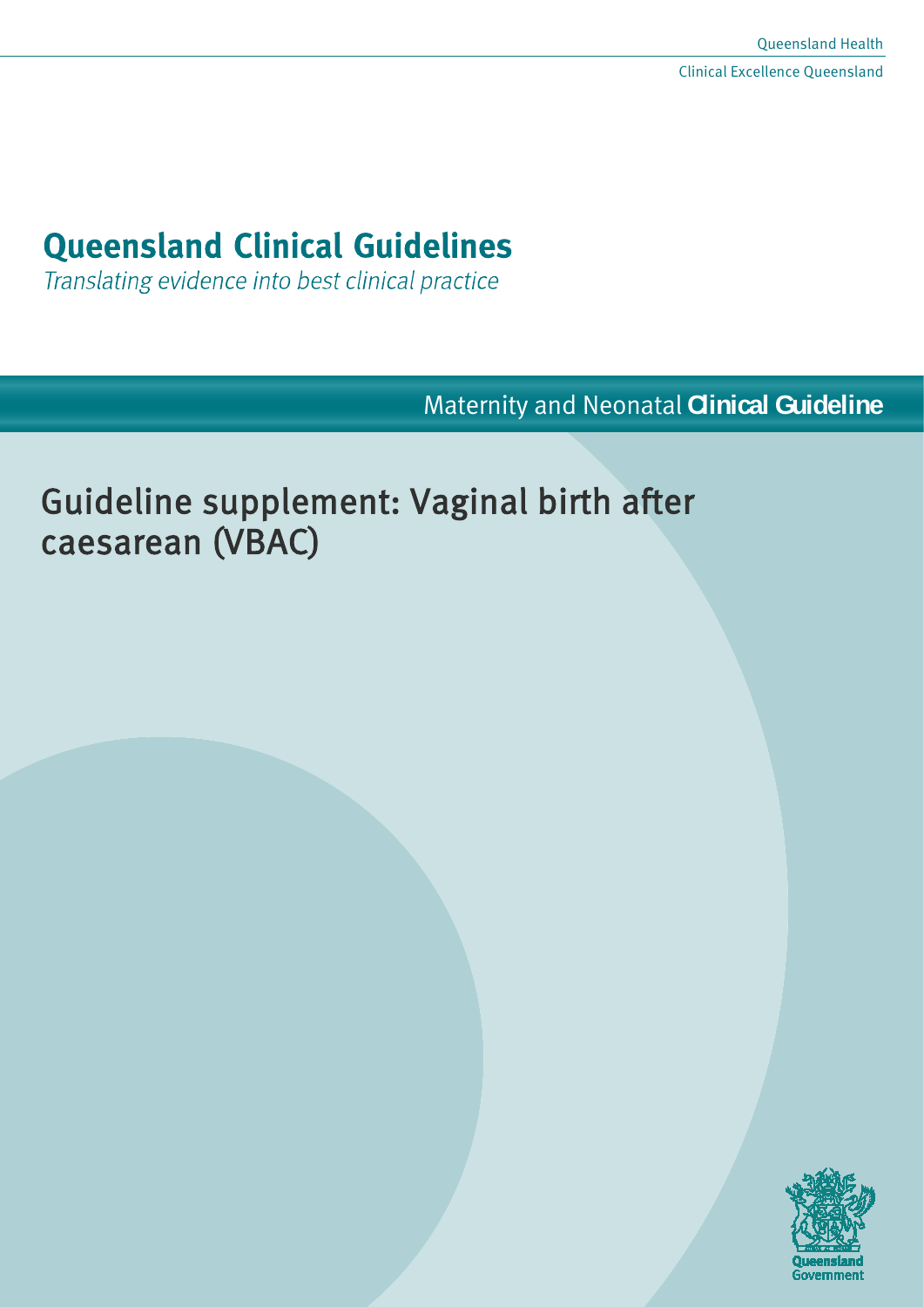Queensland Health

Clinical Excellence Queensland

# Queensland Clinical Guidelines

*Translating evidence into best clinical practice*

Maternity and Neonatal **Clinical Guideline**

## Guideline supplement: Vaginal birth after caesarean (VBAC)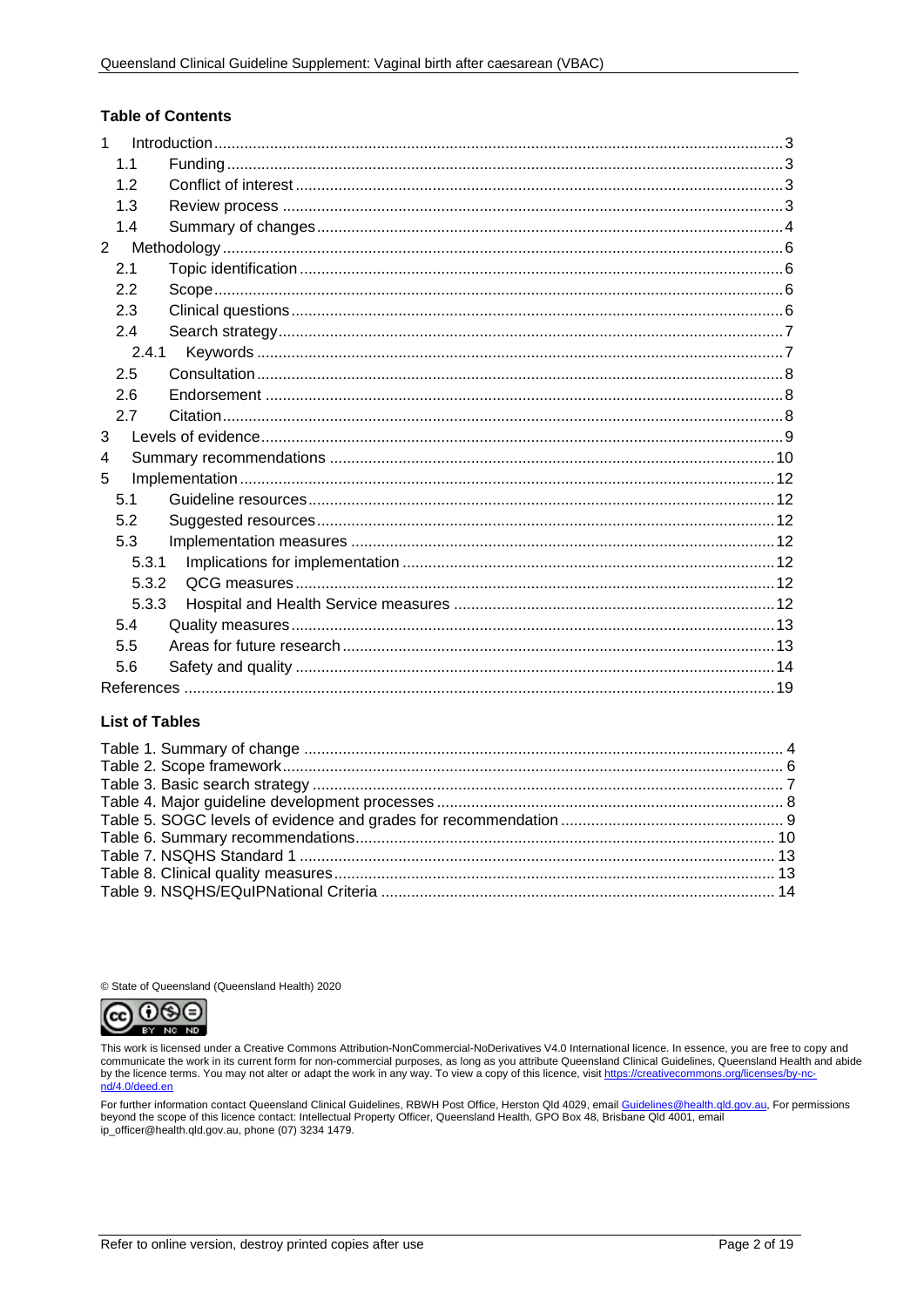## Table of Contents

- 1 Introduction ... 3
  - 1.1 Funding ... 3
  - 1.2 Conflict of interest ... 3
  - 1.3 Review process ... 3
  - 1.4 Summary of changes ... 4
- 2 Methodology ... 6
  - 2.1 Topic identification ... 6
  - 2.2 Scope ... 6
  - 2.3 Clinical questions ... 6
  - 2.4 Search strategy ... 7
    - 2.4.1 Keywords ... 7
  - 2.5 Consultation ... 8
  - 2.6 Endorsement ... 8
  - 2.7 Citation ... 8
- 3 Levels of evidence ... 9
- 4 Summary recommendations ... 10
- 5 Implementation ... 12
  - 5.1 Guideline resources ... 12
  - 5.2 Suggested resources ... 12
  - 5.3 Implementation measures ... 12
    - 5.3.1 Implications for implementation ... 12
    - 5.3.2 QCG measures ... 12
    - 5.3.3 Hospital and Health Service measures ... 12
  - 5.4 Quality measures ... 13
  - 5.5 Areas for future research ... 13
  - 5.6 Safety and quality ... 14
- References ... 19

## List of Tables

- Table 1. Summary of change ... 4
- Table 2. Scope framework ... 6
- Table 3. Basic search strategy ... 7
- Table 4. Major guideline development processes ... 8
- Table 5. SOGC levels of evidence and grades for recommendation ... 9
- Table 6. Summary recommendations ... 10
- Table 7. NSQHS Standard 1 ... 13
- Table 8. Clinical quality measures ... 13
- Table 9. NSQHS/EQuIPNational Criteria ... 14

© State of Queensland (Queensland Health) 2020

This work is licensed under a Creative Commons Attribution-NonCommercial-NoDerivatives V4.0 International licence. In essence, you are free to copy and communicate the work in its current form for non-commercial purposes, as long as you attribute Queensland Clinical Guidelines, Queensland Health and abide by the licence terms. You may not alter or adapt the work in any way. To view a copy of this licence, visit https://creativecommons.org/licenses/by-nc-nd/4.0/deed.en

For further information contact Queensland Clinical Guidelines, RBWH Post Office, Herston Qld 4029, email Guidelines@health.qld.gov.au, For permissions beyond the scope of this licence contact: Intellectual Property Officer, Queensland Health, GPO Box 48, Brisbane Qld 4001, email ip_officer@health.qld.gov.au, phone (07) 3234 1479.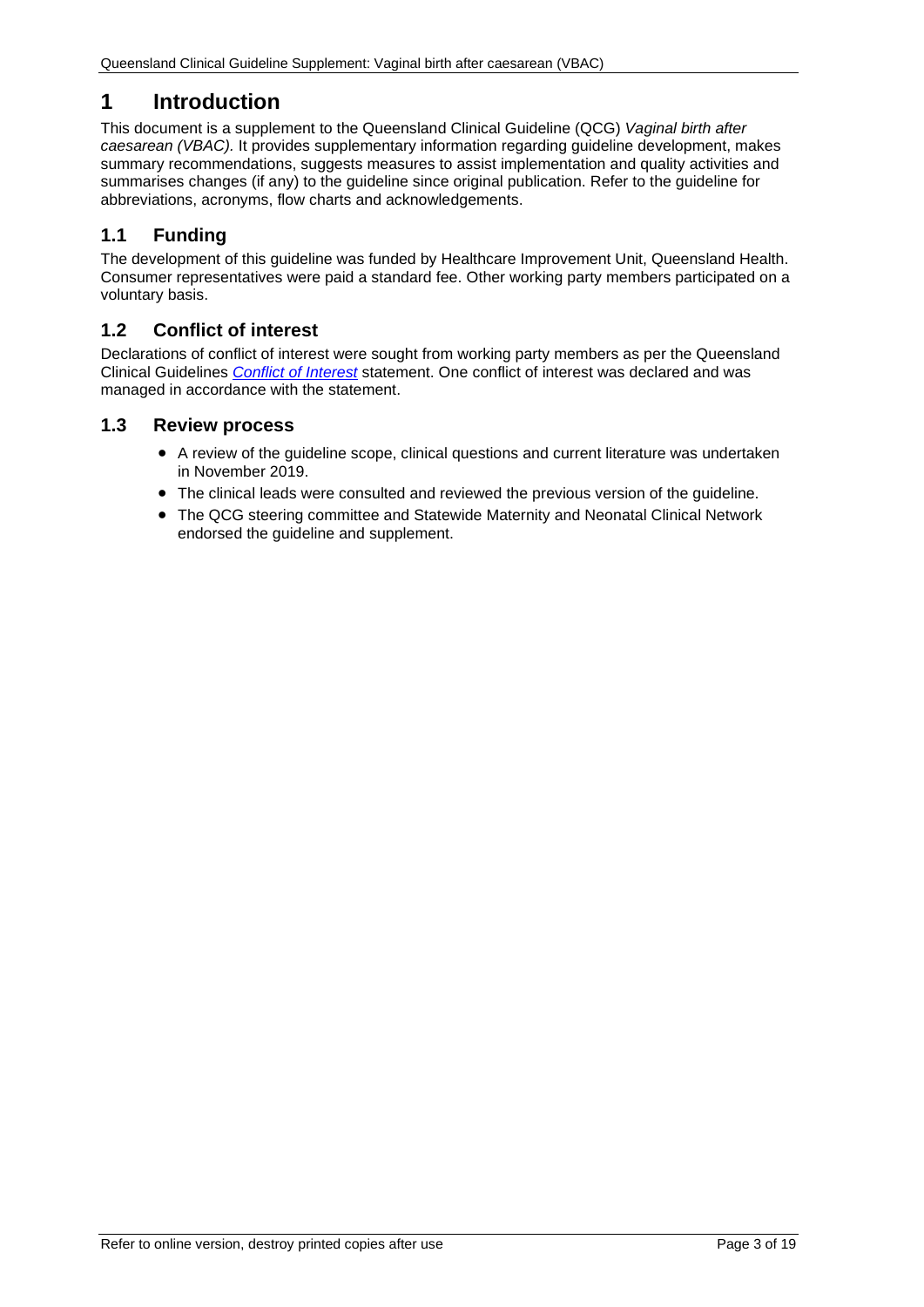# 1 Introduction

This document is a supplement to the Queensland Clinical Guideline (QCG) *Vaginal birth after caesarean (VBAC).* It provides supplementary information regarding guideline development, makes summary recommendations, suggests measures to assist implementation and quality activities and summarises changes (if any) to the guideline since original publication. Refer to the guideline for abbreviations, acronyms, flow charts and acknowledgements.

## 1.1 Funding

The development of this guideline was funded by Healthcare Improvement Unit, Queensland Health. Consumer representatives were paid a standard fee. Other working party members participated on a voluntary basis.

## 1.2 Conflict of interest

Declarations of conflict of interest were sought from working party members as per the Queensland Clinical Guidelines *Conflict of Interest* statement. One conflict of interest was declared and was managed in accordance with the statement.

## 1.3 Review process

- A review of the guideline scope, clinical questions and current literature was undertaken in November 2019.
- The clinical leads were consulted and reviewed the previous version of the guideline.
- The QCG steering committee and Statewide Maternity and Neonatal Clinical Network endorsed the guideline and supplement.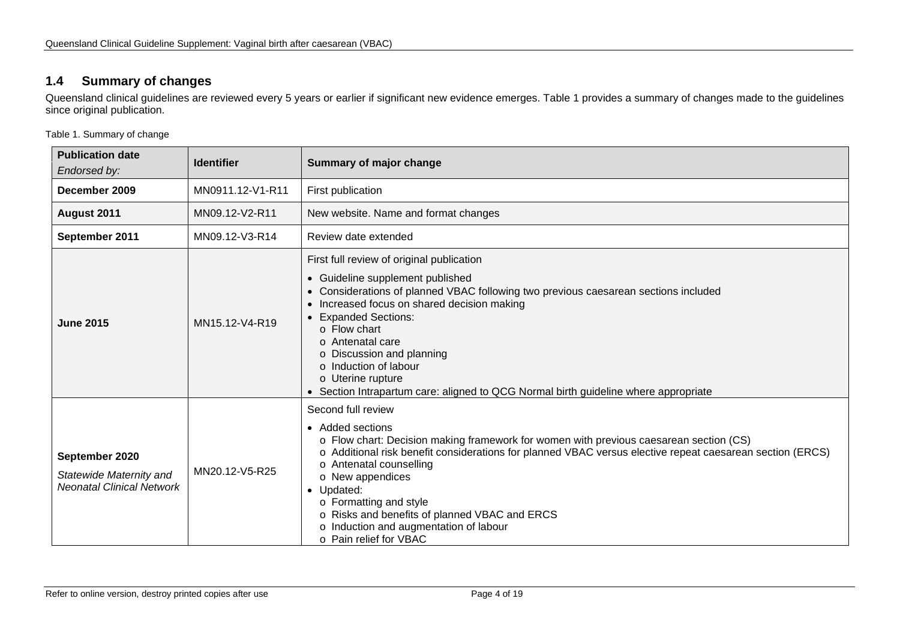## 1.4 Summary of changes

Queensland clinical guidelines are reviewed every 5 years or earlier if significant new evidence emerges. Table 1 provides a summary of changes made to the guidelines since original publication.

Table 1. Summary of change

| **Publication date** *Endorsed by:* | **Identifier** | **Summary of major change** |
|---|---|---|
| **December 2009** | MN0911.12-V1-R11 | First publication |
| **August 2011** | MN09.12-V2-R11 | New website. Name and format changes |
| **September 2011** | MN09.12-V3-R14 | Review date extended |
| **June 2015** | MN15.12-V4-R19 | First full review of original publication<br>• Guideline supplement published<br>• Considerations of planned VBAC following two previous caesarean sections included<br>• Increased focus on shared decision making<br>• Expanded Sections:<br>o Flow chart<br>o Antenatal care<br>o Discussion and planning<br>o Induction of labour<br>o Uterine rupture<br>• Section Intrapartum care: aligned to QCG Normal birth guideline where appropriate |
| **September 2020** *Statewide Maternity and Neonatal Clinical Network* | MN20.12-V5-R25 | Second full review<br>• Added sections<br>o Flow chart: Decision making framework for women with previous caesarean section (CS)<br>o Additional risk benefit considerations for planned VBAC versus elective repeat caesarean section (ERCS)<br>o Antenatal counselling<br>o New appendices<br>• Updated:<br>o Formatting and style<br>o Risks and benefits of planned VBAC and ERCS<br>o Induction and augmentation of labour<br>o Pain relief for VBAC |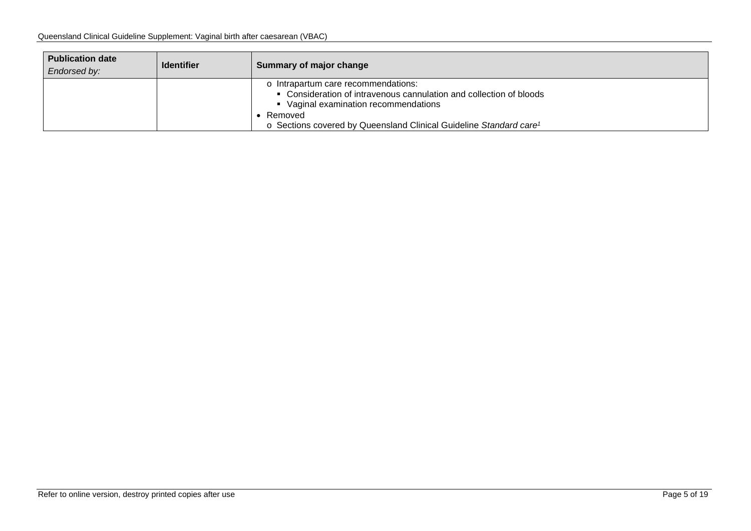| **Publication date** *Endorsed by:* | **Identifier** | **Summary of major change** |
| --- | --- | --- |
| | | o Intrapartum care recommendations:<br>▪ Consideration of intravenous cannulation and collection of bloods<br>▪ Vaginal examination recommendations<br>• Removed<br>o Sections covered by Queensland Clinical Guideline *Standard care*[1] |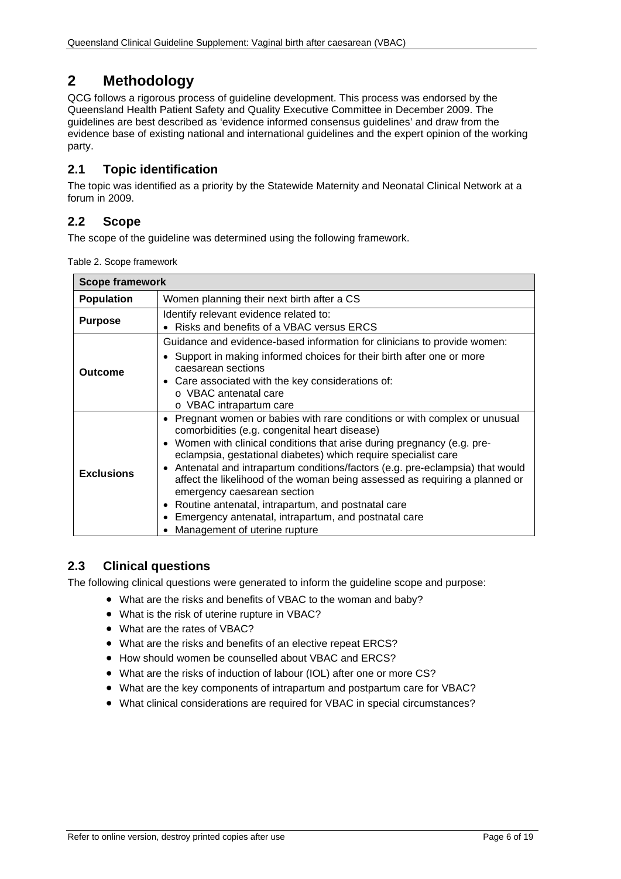# 2 Methodology

QCG follows a rigorous process of guideline development. This process was endorsed by the Queensland Health Patient Safety and Quality Executive Committee in December 2009. The guidelines are best described as 'evidence informed consensus guidelines' and draw from the evidence base of existing national and international guidelines and the expert opinion of the working party.

## 2.1 Topic identification

The topic was identified as a priority by the Statewide Maternity and Neonatal Clinical Network at a forum in 2009.

## 2.2 Scope

The scope of the guideline was determined using the following framework.

Table 2. Scope framework

| Scope framework | |
|---|---|
| **Population** | Women planning their next birth after a CS |
| **Purpose** | Identify relevant evidence related to:<br>• Risks and benefits of a VBAC versus ERCS |
| **Outcome** | Guidance and evidence-based information for clinicians to provide women:<br>• Support in making informed choices for their birth after one or more caesarean sections<br>• Care associated with the key considerations of:<br>o VBAC antenatal care<br>o VBAC intrapartum care |
| **Exclusions** | • Pregnant women or babies with rare conditions or with complex or unusual comorbidities (e.g. congenital heart disease)<br>• Women with clinical conditions that arise during pregnancy (e.g. pre-eclampsia, gestational diabetes) which require specialist care<br>• Antenatal and intrapartum conditions/factors (e.g. pre-eclampsia) that would affect the likelihood of the woman being assessed as requiring a planned or emergency caesarean section<br>• Routine antenatal, intrapartum, and postnatal care<br>• Emergency antenatal, intrapartum, and postnatal care<br>• Management of uterine rupture |

## 2.3 Clinical questions

The following clinical questions were generated to inform the guideline scope and purpose:

- What are the risks and benefits of VBAC to the woman and baby?
- What is the risk of uterine rupture in VBAC?
- What are the rates of VBAC?
- What are the risks and benefits of an elective repeat ERCS?
- How should women be counselled about VBAC and ERCS?
- What are the risks of induction of labour (IOL) after one or more CS?
- What are the key components of intrapartum and postpartum care for VBAC?
- What clinical considerations are required for VBAC in special circumstances?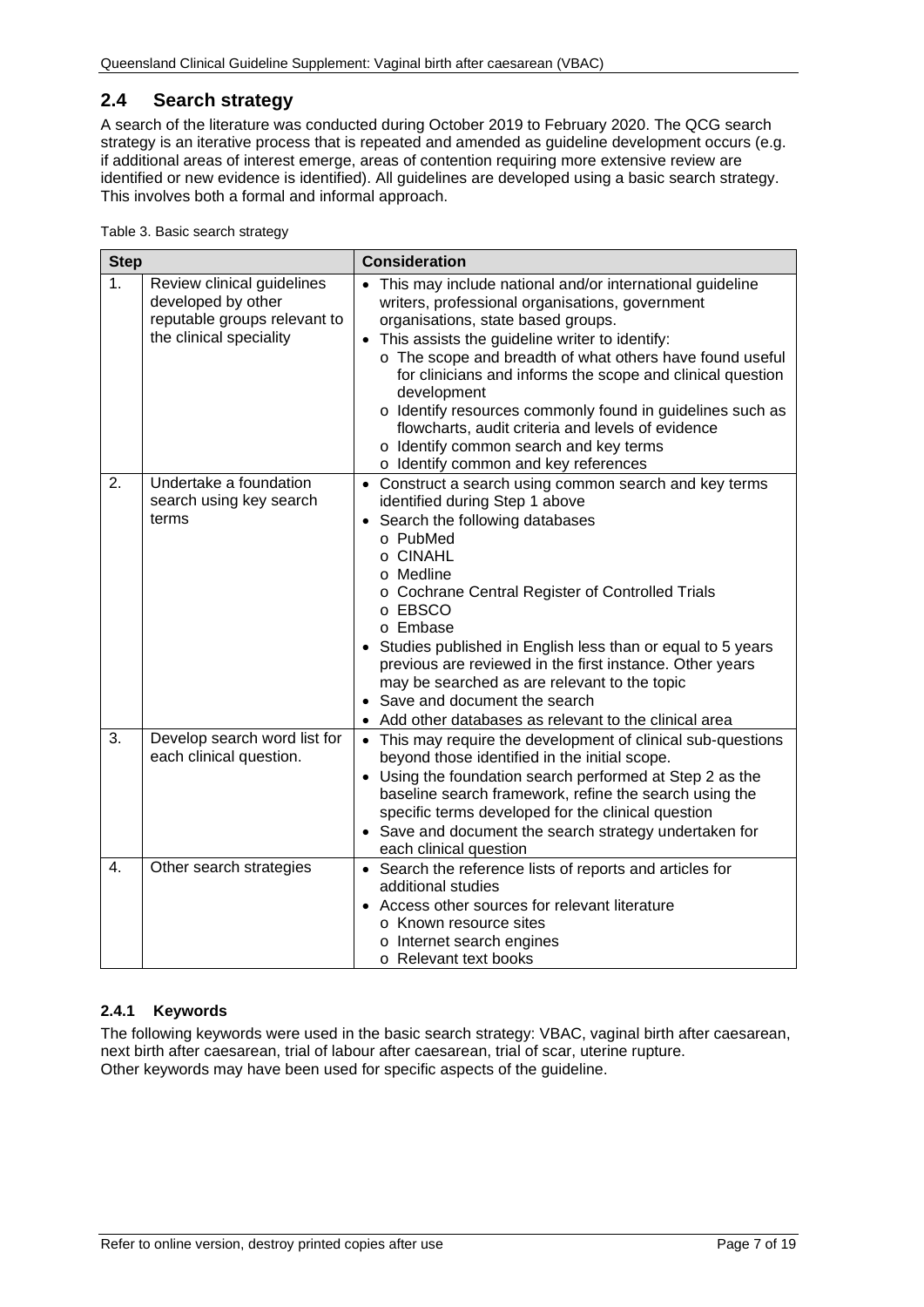## 2.4 Search strategy

A search of the literature was conducted during October 2019 to February 2020. The QCG search strategy is an iterative process that is repeated and amended as guideline development occurs (e.g. if additional areas of interest emerge, areas of contention requiring more extensive review are identified or new evidence is identified). All guidelines are developed using a basic search strategy. This involves both a formal and informal approach.

Table 3. Basic search strategy

| Step | | Consideration |
|---|---|---|
| 1. | Review clinical guidelines developed by other reputable groups relevant to the clinical speciality | • This may include national and/or international guideline writers, professional organisations, government organisations, state based groups.<br>• This assists the guideline writer to identify:<br>o The scope and breadth of what others have found useful for clinicians and informs the scope and clinical question development<br>o Identify resources commonly found in guidelines such as flowcharts, audit criteria and levels of evidence<br>o Identify common search and key terms<br>o Identify common and key references |
| 2. | Undertake a foundation search using key search terms | • Construct a search using common search and key terms identified during Step 1 above<br>• Search the following databases<br>o PubMed<br>o CINAHL<br>o Medline<br>o Cochrane Central Register of Controlled Trials<br>o EBSCO<br>o Embase<br>• Studies published in English less than or equal to 5 years previous are reviewed in the first instance. Other years may be searched as are relevant to the topic<br>• Save and document the search<br>• Add other databases as relevant to the clinical area |
| 3. | Develop search word list for each clinical question. | • This may require the development of clinical sub-questions beyond those identified in the initial scope.<br>• Using the foundation search performed at Step 2 as the baseline search framework, refine the search using the specific terms developed for the clinical question<br>• Save and document the search strategy undertaken for each clinical question |
| 4. | Other search strategies | • Search the reference lists of reports and articles for additional studies<br>• Access other sources for relevant literature<br>o Known resource sites<br>o Internet search engines<br>o Relevant text books |

### 2.4.1 Keywords

The following keywords were used in the basic search strategy: VBAC, vaginal birth after caesarean, next birth after caesarean, trial of labour after caesarean, trial of scar, uterine rupture.
Other keywords may have been used for specific aspects of the guideline.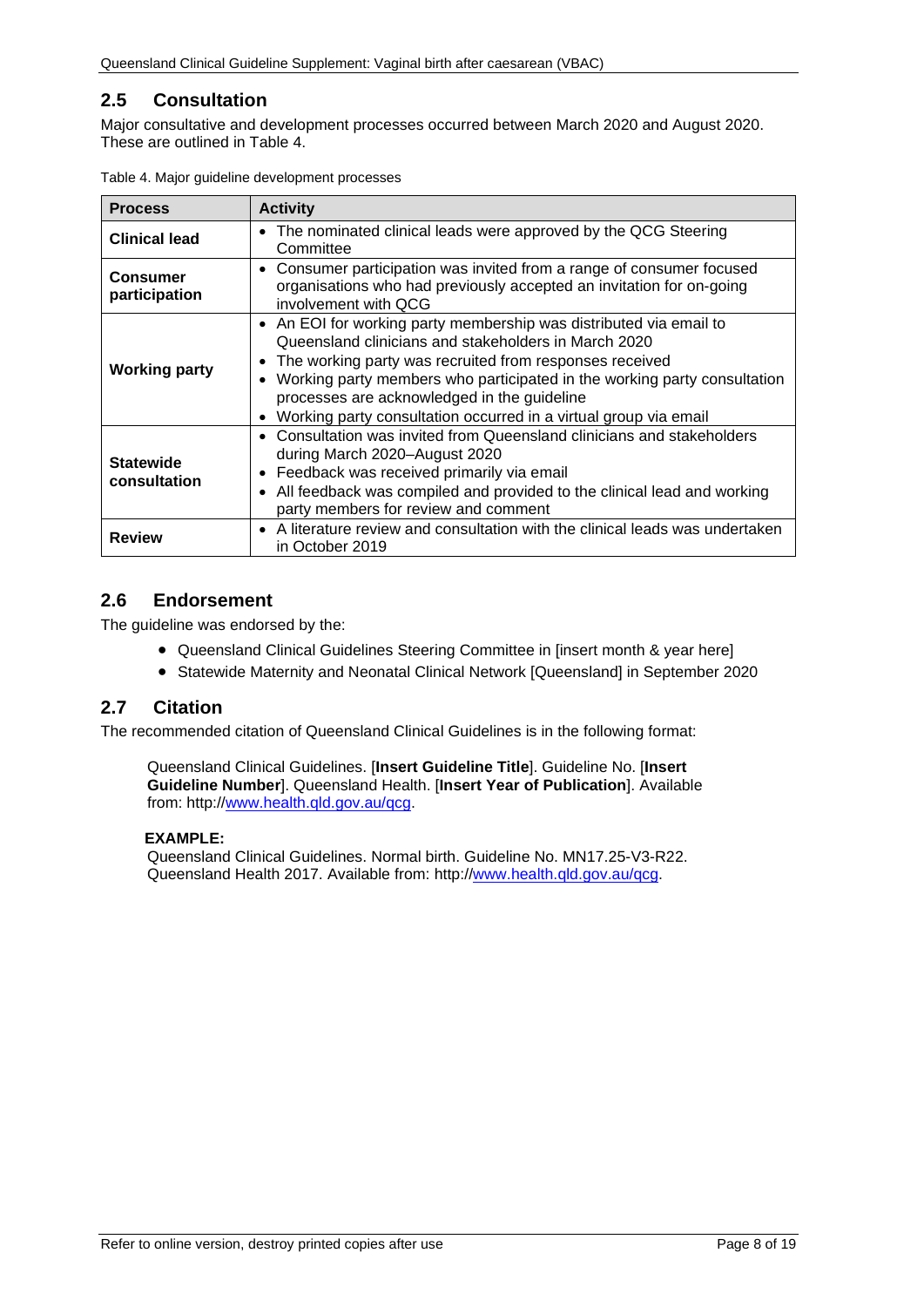## 2.5 Consultation

Major consultative and development processes occurred between March 2020 and August 2020. These are outlined in Table 4.

Table 4. Major guideline development processes

| Process | Activity |
|---|---|
| **Clinical lead** | • The nominated clinical leads were approved by the QCG Steering Committee |
| **Consumer participation** | • Consumer participation was invited from a range of consumer focused organisations who had previously accepted an invitation for on-going involvement with QCG |
| **Working party** | • An EOI for working party membership was distributed via email to Queensland clinicians and stakeholders in March 2020<br>• The working party was recruited from responses received<br>• Working party members who participated in the working party consultation processes are acknowledged in the guideline<br>• Working party consultation occurred in a virtual group via email |
| **Statewide consultation** | • Consultation was invited from Queensland clinicians and stakeholders during March 2020–August 2020<br>• Feedback was received primarily via email<br>• All feedback was compiled and provided to the clinical lead and working party members for review and comment |
| **Review** | • A literature review and consultation with the clinical leads was undertaken in October 2019 |

## 2.6 Endorsement

The guideline was endorsed by the:

- Queensland Clinical Guidelines Steering Committee in [insert month & year here]
- Statewide Maternity and Neonatal Clinical Network [Queensland] in September 2020

## 2.7 Citation

The recommended citation of Queensland Clinical Guidelines is in the following format:

> Queensland Clinical Guidelines. [**Insert Guideline Title**]. Guideline No. [**Insert Guideline Number**]. Queensland Health. [**Insert Year of Publication**]. Available from: http://www.health.qld.gov.au/qcg.

**EXAMPLE:**

> Queensland Clinical Guidelines. Normal birth. Guideline No. MN17.25-V3-R22. Queensland Health 2017. Available from: http://www.health.qld.gov.au/qcg.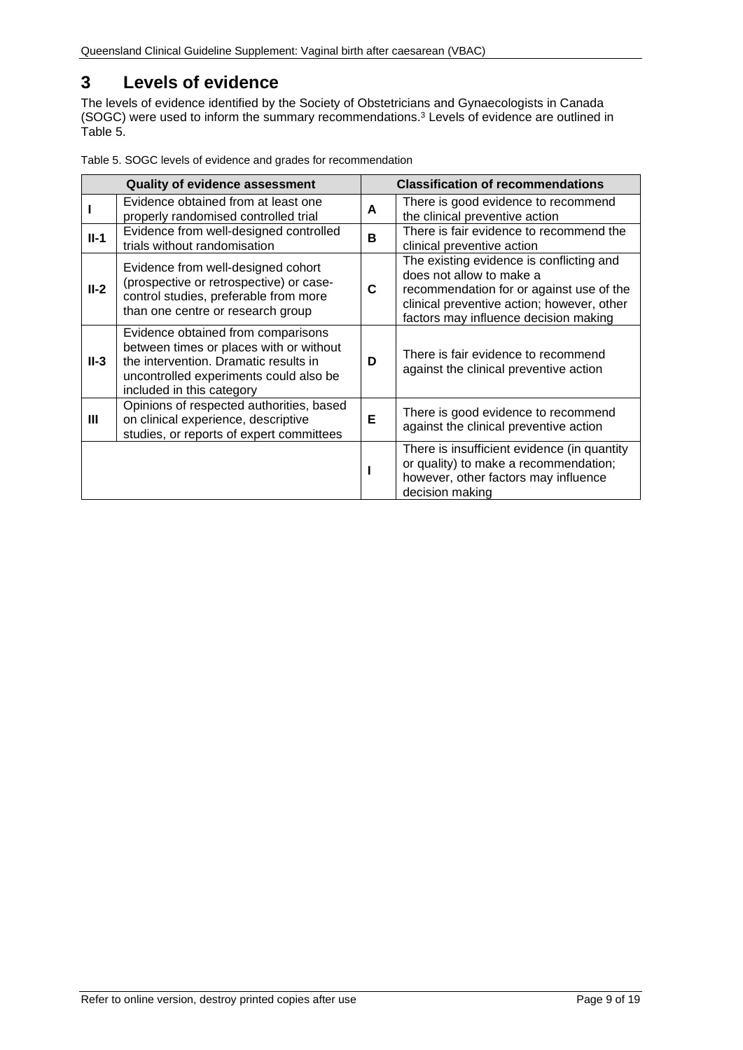# 3 Levels of evidence

The levels of evidence identified by the Society of Obstetricians and Gynaecologists in Canada (SOGC) were used to inform the summary recommendations.[3] Levels of evidence are outlined in Table 5.

Table 5. SOGC levels of evidence and grades for recommendation

| Quality of evidence assessment | | Classification of recommendations | |
|---|---|---|---|
| **I** | Evidence obtained from at least one properly randomised controlled trial | **A** | There is good evidence to recommend the clinical preventive action |
| **II-1** | Evidence from well-designed controlled trials without randomisation | **B** | There is fair evidence to recommend the clinical preventive action |
| **II-2** | Evidence from well-designed cohort (prospective or retrospective) or case-control studies, preferable from more than one centre or research group | **C** | The existing evidence is conflicting and does not allow to make a recommendation for or against use of the clinical preventive action; however, other factors may influence decision making |
| **II-3** | Evidence obtained from comparisons between times or places with or without the intervention. Dramatic results in uncontrolled experiments could also be included in this category | **D** | There is fair evidence to recommend against the clinical preventive action |
| **III** | Opinions of respected authorities, based on clinical experience, descriptive studies, or reports of expert committees | **E** | There is good evidence to recommend against the clinical preventive action |
| | | **I** | There is insufficient evidence (in quantity or quality) to make a recommendation; however, other factors may influence decision making |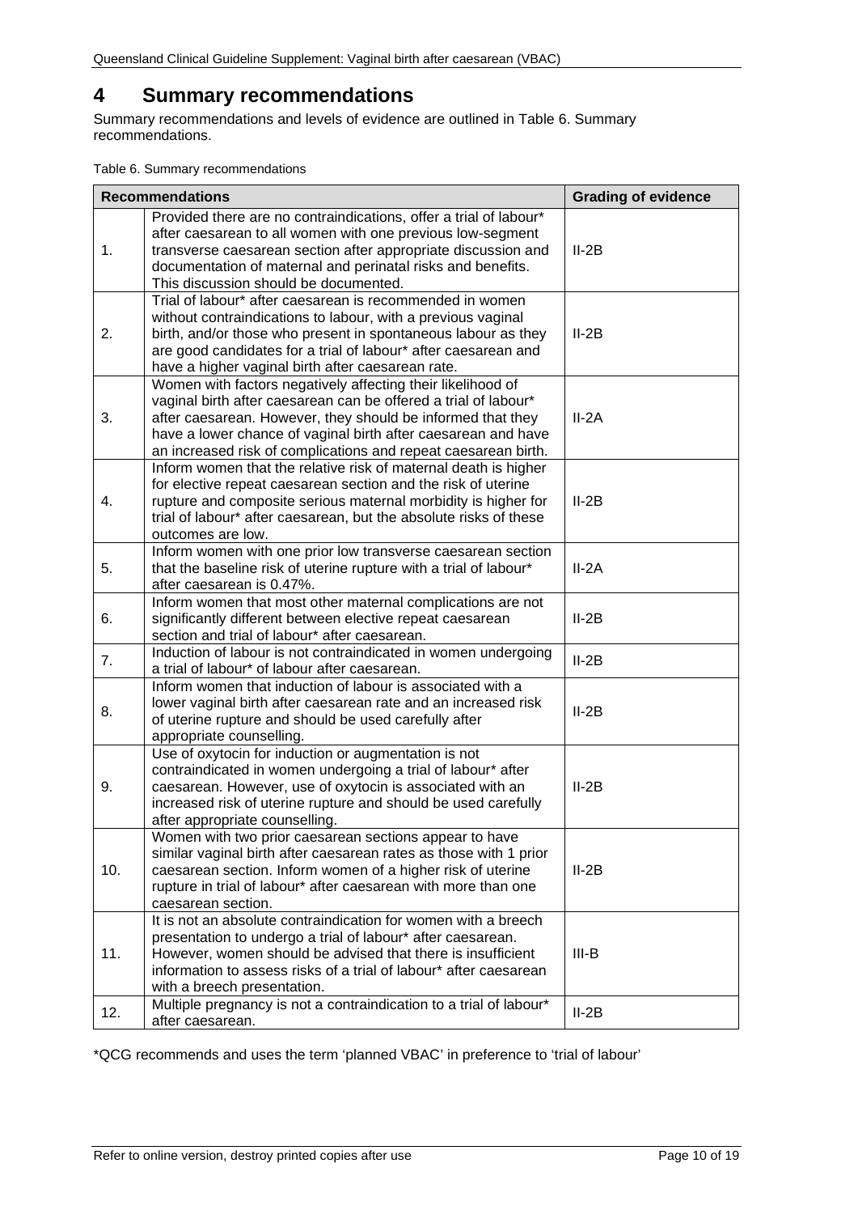# 4 Summary recommendations

Summary recommendations and levels of evidence are outlined in Table 6. Summary recommendations.

Table 6. Summary recommendations

| | Recommendations | Grading of evidence |
|---|---|---|
| 1. | Provided there are no contraindications, offer a trial of labour* after caesarean to all women with one previous low-segment transverse caesarean section after appropriate discussion and documentation of maternal and perinatal risks and benefits. This discussion should be documented. | II-2B |
| 2. | Trial of labour* after caesarean is recommended in women without contraindications to labour, with a previous vaginal birth, and/or those who present in spontaneous labour as they are good candidates for a trial of labour* after caesarean and have a higher vaginal birth after caesarean rate. | II-2B |
| 3. | Women with factors negatively affecting their likelihood of vaginal birth after caesarean can be offered a trial of labour* after caesarean. However, they should be informed that they have a lower chance of vaginal birth after caesarean and have an increased risk of complications and repeat caesarean birth. | II-2A |
| 4. | Inform women that the relative risk of maternal death is higher for elective repeat caesarean section and the risk of uterine rupture and composite serious maternal morbidity is higher for trial of labour* after caesarean, but the absolute risks of these outcomes are low. | II-2B |
| 5. | Inform women with one prior low transverse caesarean section that the baseline risk of uterine rupture with a trial of labour* after caesarean is 0.47%. | II-2A |
| 6. | Inform women that most other maternal complications are not significantly different between elective repeat caesarean section and trial of labour* after caesarean. | II-2B |
| 7. | Induction of labour is not contraindicated in women undergoing a trial of labour* of labour after caesarean. | II-2B |
| 8. | Inform women that induction of labour is associated with a lower vaginal birth after caesarean rate and an increased risk of uterine rupture and should be used carefully after appropriate counselling. | II-2B |
| 9. | Use of oxytocin for induction or augmentation is not contraindicated in women undergoing a trial of labour* after caesarean. However, use of oxytocin is associated with an increased risk of uterine rupture and should be used carefully after appropriate counselling. | II-2B |
| 10. | Women with two prior caesarean sections appear to have similar vaginal birth after caesarean rates as those with 1 prior caesarean section. Inform women of a higher risk of uterine rupture in trial of labour* after caesarean with more than one caesarean section. | II-2B |
| 11. | It is not an absolute contraindication for women with a breech presentation to undergo a trial of labour* after caesarean. However, women should be advised that there is insufficient information to assess risks of a trial of labour* after caesarean with a breech presentation. | III-B |
| 12. | Multiple pregnancy is not a contraindication to a trial of labour* after caesarean. | II-2B |

*QCG recommends and uses the term 'planned VBAC' in preference to 'trial of labour'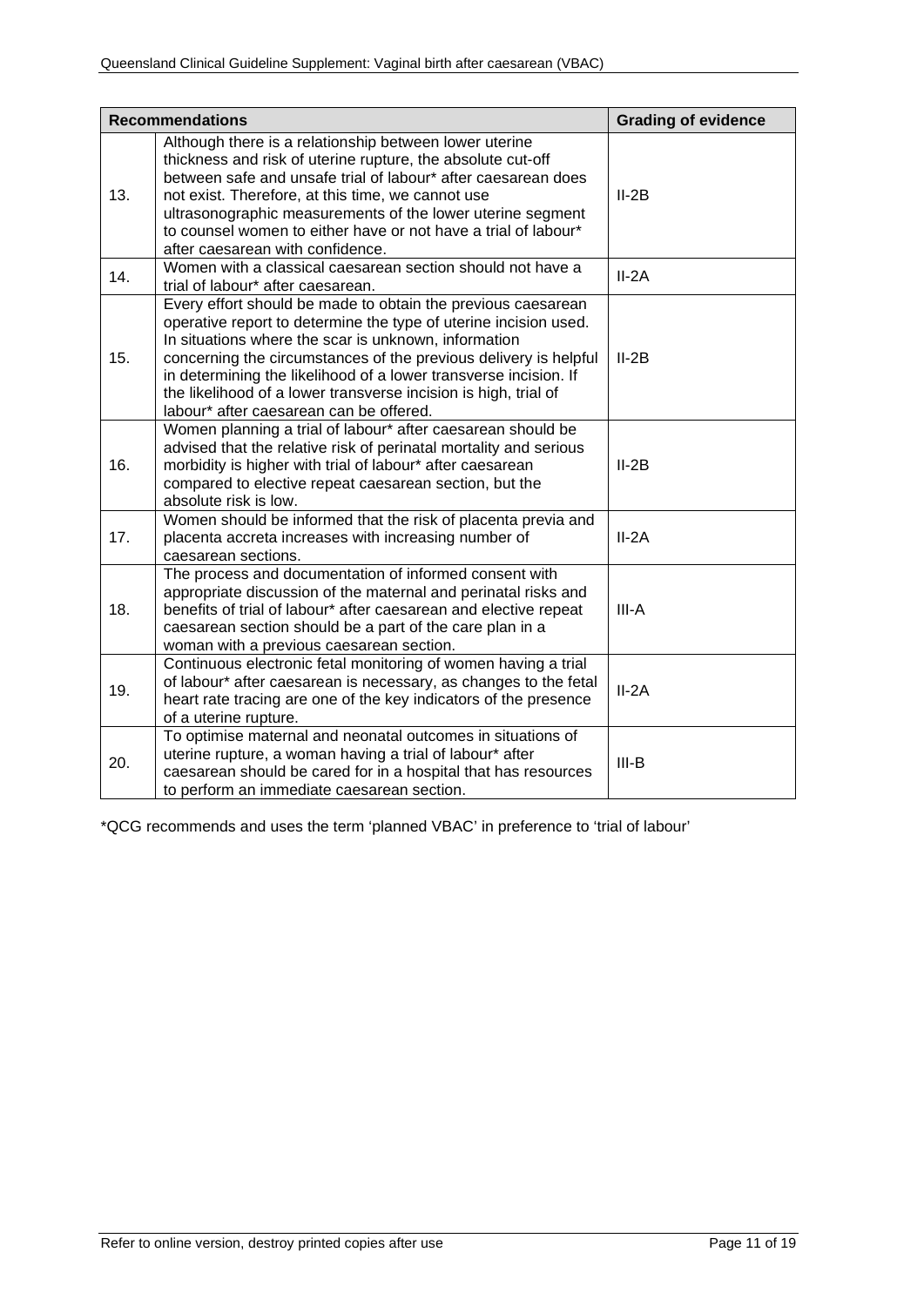| Recommendations | | Grading of evidence |
|---|---|---|
| 13. | Although there is a relationship between lower uterine thickness and risk of uterine rupture, the absolute cut-off between safe and unsafe trial of labour* after caesarean does not exist. Therefore, at this time, we cannot use ultrasonographic measurements of the lower uterine segment to counsel women to either have or not have a trial of labour* after caesarean with confidence. | II-2B |
| 14. | Women with a classical caesarean section should not have a trial of labour* after caesarean. | II-2A |
| 15. | Every effort should be made to obtain the previous caesarean operative report to determine the type of uterine incision used. In situations where the scar is unknown, information concerning the circumstances of the previous delivery is helpful in determining the likelihood of a lower transverse incision. If the likelihood of a lower transverse incision is high, trial of labour* after caesarean can be offered. | II-2B |
| 16. | Women planning a trial of labour* after caesarean should be advised that the relative risk of perinatal mortality and serious morbidity is higher with trial of labour* after caesarean compared to elective repeat caesarean section, but the absolute risk is low. | II-2B |
| 17. | Women should be informed that the risk of placenta previa and placenta accreta increases with increasing number of caesarean sections. | II-2A |
| 18. | The process and documentation of informed consent with appropriate discussion of the maternal and perinatal risks and benefits of trial of labour* after caesarean and elective repeat caesarean section should be a part of the care plan in a woman with a previous caesarean section. | III-A |
| 19. | Continuous electronic fetal monitoring of women having a trial of labour* after caesarean is necessary, as changes to the fetal heart rate tracing are one of the key indicators of the presence of a uterine rupture. | II-2A |
| 20. | To optimise maternal and neonatal outcomes in situations of uterine rupture, a woman having a trial of labour* after caesarean should be cared for in a hospital that has resources to perform an immediate caesarean section. | III-B |

*QCG recommends and uses the term 'planned VBAC' in preference to 'trial of labour'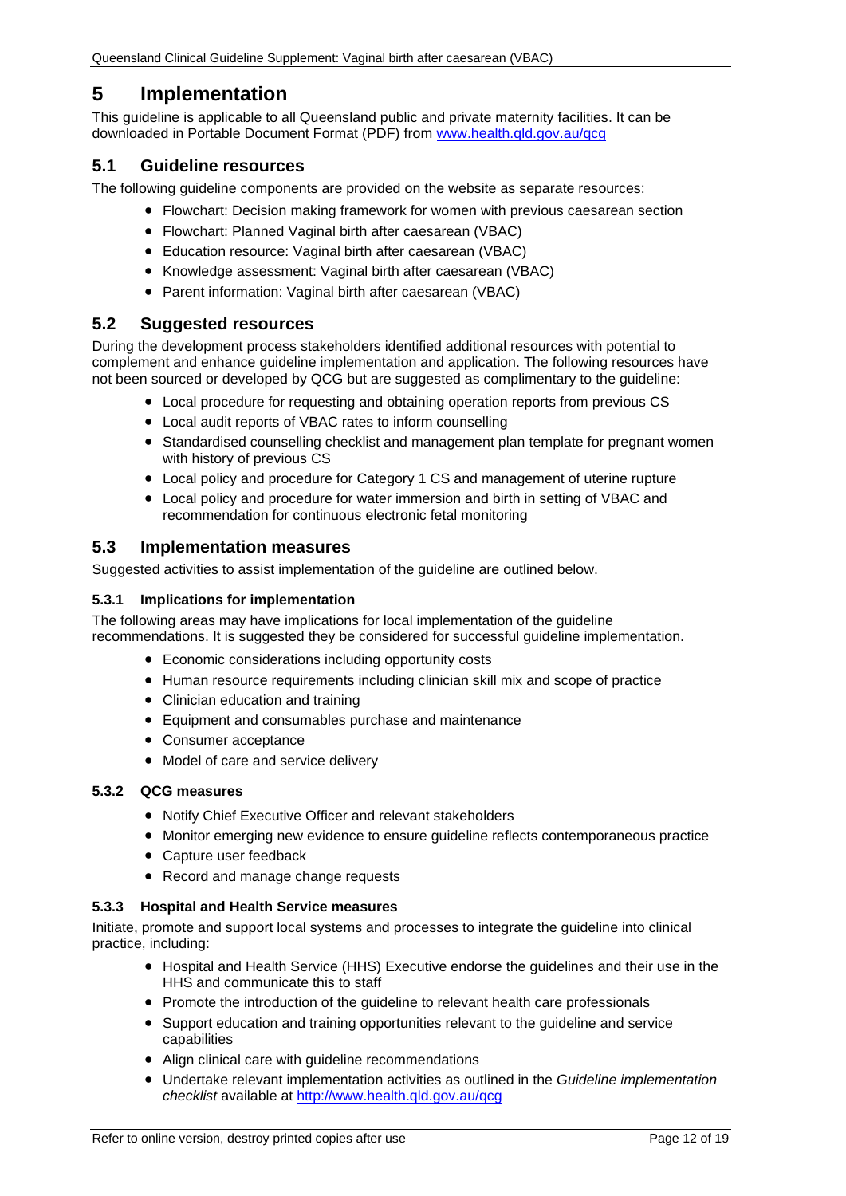# 5 Implementation

This guideline is applicable to all Queensland public and private maternity facilities. It can be downloaded in Portable Document Format (PDF) from [www.health.qld.gov.au/qcg](www.health.qld.gov.au/qcg)

## 5.1 Guideline resources

The following guideline components are provided on the website as separate resources:

- Flowchart: Decision making framework for women with previous caesarean section
- Flowchart: Planned Vaginal birth after caesarean (VBAC)
- Education resource: Vaginal birth after caesarean (VBAC)
- Knowledge assessment: Vaginal birth after caesarean (VBAC)
- Parent information: Vaginal birth after caesarean (VBAC)

## 5.2 Suggested resources

During the development process stakeholders identified additional resources with potential to complement and enhance guideline implementation and application. The following resources have not been sourced or developed by QCG but are suggested as complimentary to the guideline:

- Local procedure for requesting and obtaining operation reports from previous CS
- Local audit reports of VBAC rates to inform counselling
- Standardised counselling checklist and management plan template for pregnant women with history of previous CS
- Local policy and procedure for Category 1 CS and management of uterine rupture
- Local policy and procedure for water immersion and birth in setting of VBAC and recommendation for continuous electronic fetal monitoring

## 5.3 Implementation measures

Suggested activities to assist implementation of the guideline are outlined below.

### 5.3.1 Implications for implementation

The following areas may have implications for local implementation of the guideline recommendations. It is suggested they be considered for successful guideline implementation.

- Economic considerations including opportunity costs
- Human resource requirements including clinician skill mix and scope of practice
- Clinician education and training
- Equipment and consumables purchase and maintenance
- Consumer acceptance
- Model of care and service delivery

### 5.3.2 QCG measures

- Notify Chief Executive Officer and relevant stakeholders
- Monitor emerging new evidence to ensure guideline reflects contemporaneous practice
- Capture user feedback
- Record and manage change requests

### 5.3.3 Hospital and Health Service measures

Initiate, promote and support local systems and processes to integrate the guideline into clinical practice, including:

- Hospital and Health Service (HHS) Executive endorse the guidelines and their use in the HHS and communicate this to staff
- Promote the introduction of the guideline to relevant health care professionals
- Support education and training opportunities relevant to the guideline and service capabilities
- Align clinical care with guideline recommendations
- Undertake relevant implementation activities as outlined in the *Guideline implementation checklist* available at [http://www.health.qld.gov.au/qcg](http://www.health.qld.gov.au/qcg)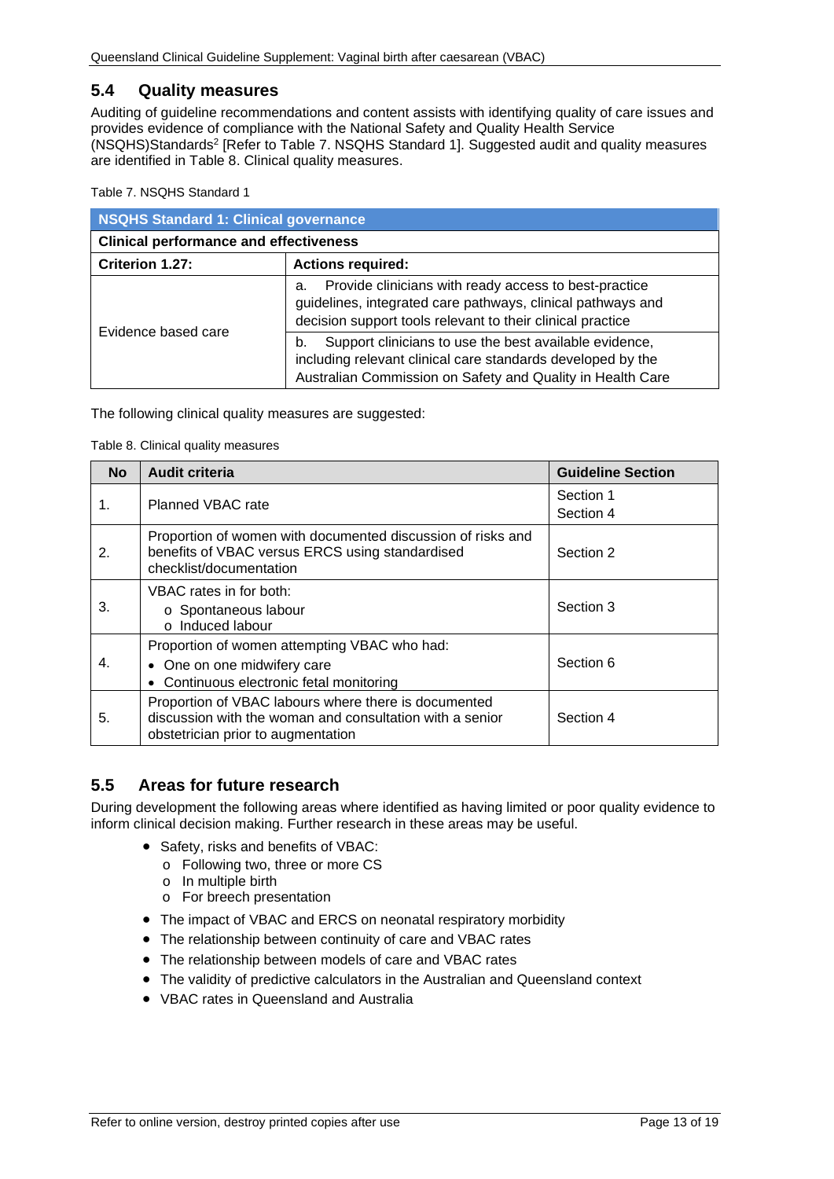## 5.4 Quality measures

Auditing of guideline recommendations and content assists with identifying quality of care issues and provides evidence of compliance with the National Safety and Quality Health Service (NSQHS)Standards[2] [Refer to Table 7. NSQHS Standard 1]. Suggested audit and quality measures are identified in Table 8. Clinical quality measures.

Table 7. NSQHS Standard 1

| NSQHS Standard 1: Clinical governance | |
|---|---|
| **Clinical performance and effectiveness** | |
| **Criterion 1.27:** | **Actions required:** |
| Evidence based care | a. Provide clinicians with ready access to best-practice guidelines, integrated care pathways, clinical pathways and decision support tools relevant to their clinical practice |
| | b. Support clinicians to use the best available evidence, including relevant clinical care standards developed by the Australian Commission on Safety and Quality in Health Care |

The following clinical quality measures are suggested:

Table 8. Clinical quality measures

| No | Audit criteria | Guideline Section |
|---|---|---|
| 1. | Planned VBAC rate | Section 1<br>Section 4 |
| 2. | Proportion of women with documented discussion of risks and benefits of VBAC versus ERCS using standardised checklist/documentation | Section 2 |
| 3. | VBAC rates in for both:<br>o Spontaneous labour<br>o Induced labour | Section 3 |
| 4. | Proportion of women attempting VBAC who had:<br>• One on one midwifery care<br>• Continuous electronic fetal monitoring | Section 6 |
| 5. | Proportion of VBAC labours where there is documented discussion with the woman and consultation with a senior obstetrician prior to augmentation | Section 4 |

## 5.5 Areas for future research

During development the following areas where identified as having limited or poor quality evidence to inform clinical decision making. Further research in these areas may be useful.

- Safety, risks and benefits of VBAC:
  - Following two, three or more CS
  - In multiple birth
  - For breech presentation
- The impact of VBAC and ERCS on neonatal respiratory morbidity
- The relationship between continuity of care and VBAC rates
- The relationship between models of care and VBAC rates
- The validity of predictive calculators in the Australian and Queensland context
- VBAC rates in Queensland and Australia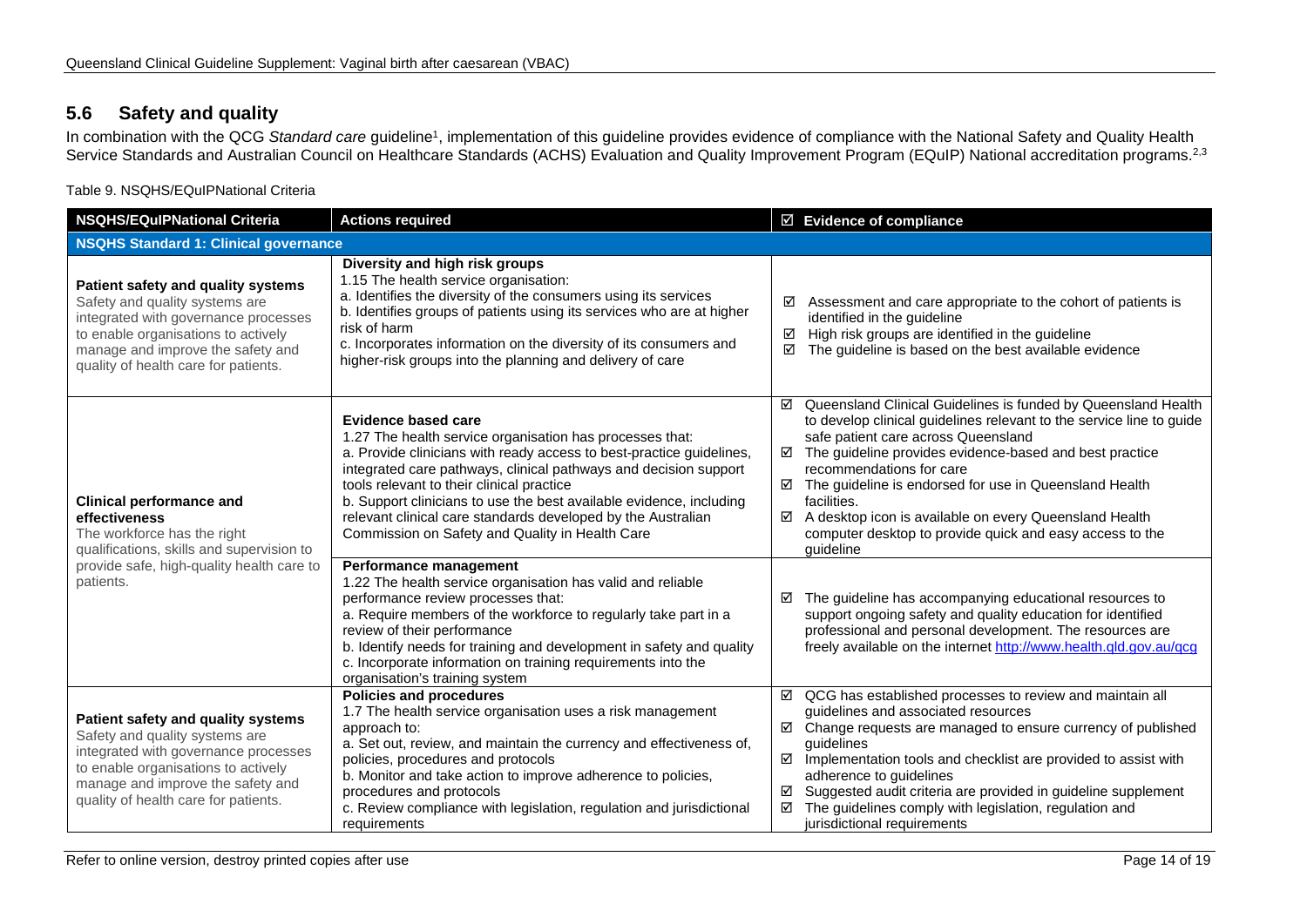## 5.6 Safety and quality

In combination with the QCG *Standard care* guideline[1], implementation of this guideline provides evidence of compliance with the National Safety and Quality Health Service Standards and Australian Council on Healthcare Standards (ACHS) Evaluation and Quality Improvement Program (EQuIP) National accreditation programs.[2,3]

Table 9. NSQHS/EQuIPNational Criteria

| NSQHS/EQuIPNational Criteria | Actions required | ☑ Evidence of compliance |
|---|---|---|
| **NSQHS Standard 1: Clinical governance** | | |
| **Patient safety and quality systems**<br>Safety and quality systems are integrated with governance processes to enable organisations to actively manage and improve the safety and quality of health care for patients. | **Diversity and high risk groups**<br>1.15 The health service organisation:<br>a. Identifies the diversity of the consumers using its services<br>b. Identifies groups of patients using its services who are at higher risk of harm<br>c. Incorporates information on the diversity of its consumers and higher-risk groups into the planning and delivery of care | ☑ Assessment and care appropriate to the cohort of patients is identified in the guideline<br>☑ High risk groups are identified in the guideline<br>☑ The guideline is based on the best available evidence |
| **Clinical performance and effectiveness**<br>The workforce has the right qualifications, skills and supervision to provide safe, high-quality health care to patients. | **Evidence based care**<br>1.27 The health service organisation has processes that:<br>a. Provide clinicians with ready access to best-practice guidelines, integrated care pathways, clinical pathways and decision support tools relevant to their clinical practice<br>b. Support clinicians to use the best available evidence, including relevant clinical care standards developed by the Australian Commission on Safety and Quality in Health Care | ☑ Queensland Clinical Guidelines is funded by Queensland Health to develop clinical guidelines relevant to the service line to guide safe patient care across Queensland<br>☑ The guideline provides evidence-based and best practice recommendations for care<br>☑ The guideline is endorsed for use in Queensland Health facilities.<br>☑ A desktop icon is available on every Queensland Health computer desktop to provide quick and easy access to the guideline |
| | **Performance management**<br>1.22 The health service organisation has valid and reliable performance review processes that:<br>a. Require members of the workforce to regularly take part in a review of their performance<br>b. Identify needs for training and development in safety and quality<br>c. Incorporate information on training requirements into the organisation's training system | ☑ The guideline has accompanying educational resources to support ongoing safety and quality education for identified professional and personal development. The resources are freely available on the internet http://www.health.qld.gov.au/qcg |
| **Patient safety and quality systems**<br>Safety and quality systems are integrated with governance processes to enable organisations to actively manage and improve the safety and quality of health care for patients. | **Policies and procedures**<br>1.7 The health service organisation uses a risk management approach to:<br>a. Set out, review, and maintain the currency and effectiveness of, policies, procedures and protocols<br>b. Monitor and take action to improve adherence to policies, procedures and protocols<br>c. Review compliance with legislation, regulation and jurisdictional requirements | ☑ QCG has established processes to review and maintain all guidelines and associated resources<br>☑ Change requests are managed to ensure currency of published guidelines<br>☑ Implementation tools and checklist are provided to assist with adherence to guidelines<br>☑ Suggested audit criteria are provided in guideline supplement<br>☑ The guidelines comply with legislation, regulation and jurisdictional requirements |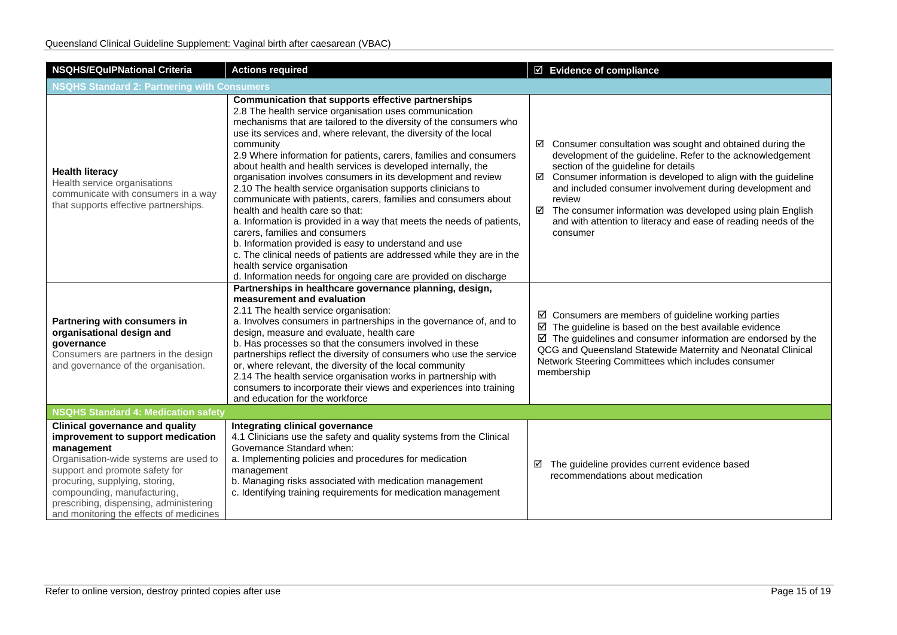| NSQHS/EQuIPNational Criteria | Actions required | ☑ Evidence of compliance |
|---|---|---|
| **NSQHS Standard 2: Partnering with Consumers** | | |
| **Health literacy** Health service organisations communicate with consumers in a way that supports effective partnerships. | **Communication that supports effective partnerships** 2.8 The health service organisation uses communication mechanisms that are tailored to the diversity of the consumers who use its services and, where relevant, the diversity of the local community 2.9 Where information for patients, carers, families and consumers about health and health services is developed internally, the organisation involves consumers in its development and review 2.10 The health service organisation supports clinicians to communicate with patients, carers, families and consumers about health and health care so that: a. Information is provided in a way that meets the needs of patients, carers, families and consumers b. Information provided is easy to understand and use c. The clinical needs of patients are addressed while they are in the health service organisation d. Information needs for ongoing care are provided on discharge | ☑ Consumer consultation was sought and obtained during the development of the guideline. Refer to the acknowledgement section of the guideline for details ☑ Consumer information is developed to align with the guideline and included consumer involvement during development and review ☑ The consumer information was developed using plain English and with attention to literacy and ease of reading needs of the consumer |
| **Partnering with consumers in organisational design and governance** Consumers are partners in the design and governance of the organisation. | **Partnerships in healthcare governance planning, design, measurement and evaluation** 2.11 The health service organisation: a. Involves consumers in partnerships in the governance of, and to design, measure and evaluate, health care b. Has processes so that the consumers involved in these partnerships reflect the diversity of consumers who use the service or, where relevant, the diversity of the local community 2.14 The health service organisation works in partnership with consumers to incorporate their views and experiences into training and education for the workforce | ☑ Consumers are members of guideline working parties ☑ The guideline is based on the best available evidence ☑ The guidelines and consumer information are endorsed by the QCG and Queensland Statewide Maternity and Neonatal Clinical Network Steering Committees which includes consumer membership |
| **NSQHS Standard 4: Medication safety** | | |
| **Clinical governance and quality improvement to support medication management** Organisation-wide systems are used to support and promote safety for procuring, supplying, storing, compounding, manufacturing, prescribing, dispensing, administering and monitoring the effects of medicines | **Integrating clinical governance** 4.1 Clinicians use the safety and quality systems from the Clinical Governance Standard when: a. Implementing policies and procedures for medication management b. Managing risks associated with medication management c. Identifying training requirements for medication management | ☑ The guideline provides current evidence based recommendations about medication |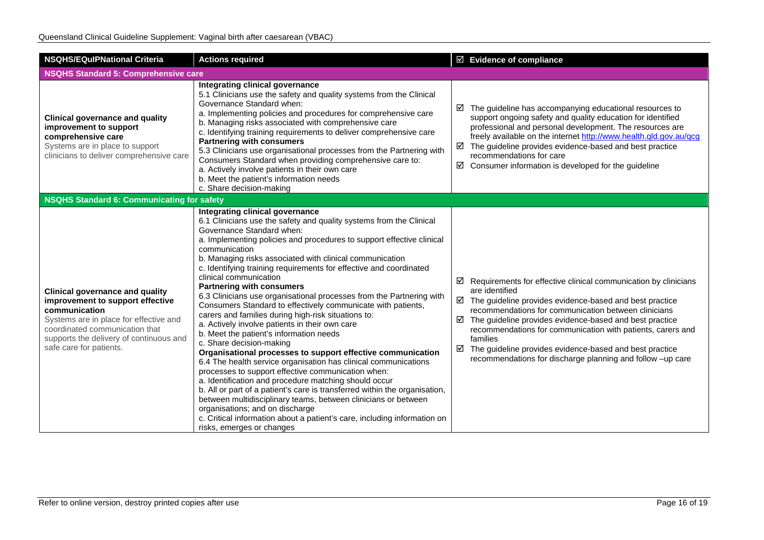| NSQHS/EQuIPNational Criteria | Actions required | ☑ Evidence of compliance |
|---|---|---|
| **NSQHS Standard 5: Comprehensive care** | | |
| **Clinical governance and quality improvement to support comprehensive care**<br>Systems are in place to support clinicians to deliver comprehensive care | **Integrating clinical governance**<br>5.1 Clinicians use the safety and quality systems from the Clinical Governance Standard when:<br>a. Implementing policies and procedures for comprehensive care<br>b. Managing risks associated with comprehensive care<br>c. Identifying training requirements to deliver comprehensive care<br>**Partnering with consumers**<br>5.3 Clinicians use organisational processes from the Partnering with Consumers Standard when providing comprehensive care to:<br>a. Actively involve patients in their own care<br>b. Meet the patient's information needs<br>c. Share decision-making | ☑ The guideline has accompanying educational resources to support ongoing safety and quality education for identified professional and personal development. The resources are freely available on the internet http://www.health.qld.gov.au/qcg<br>☑ The guideline provides evidence-based and best practice recommendations for care<br>☑ Consumer information is developed for the guideline |
| **NSQHS Standard 6: Communicating for safety** | | |
| **Clinical governance and quality improvement to support effective communication**<br>Systems are in place for effective and coordinated communication that supports the delivery of continuous and safe care for patients. | **Integrating clinical governance**<br>6.1 Clinicians use the safety and quality systems from the Clinical Governance Standard when:<br>a. Implementing policies and procedures to support effective clinical communication<br>b. Managing risks associated with clinical communication<br>c. Identifying training requirements for effective and coordinated clinical communication<br>**Partnering with consumers**<br>6.3 Clinicians use organisational processes from the Partnering with Consumers Standard to effectively communicate with patients, carers and families during high-risk situations to:<br>a. Actively involve patients in their own care<br>b. Meet the patient's information needs<br>c. Share decision-making<br>**Organisational processes to support effective communication**<br>6.4 The health service organisation has clinical communications processes to support effective communication when:<br>a. Identification and procedure matching should occur<br>b. All or part of a patient's care is transferred within the organisation, between multidisciplinary teams, between clinicians or between organisations; and on discharge<br>c. Critical information about a patient's care, including information on risks, emerges or changes | ☑ Requirements for effective clinical communication by clinicians are identified<br>☑ The guideline provides evidence-based and best practice recommendations for communication between clinicians<br>☑ The guideline provides evidence-based and best practice recommendations for communication with patients, carers and families<br>☑ The guideline provides evidence-based and best practice recommendations for discharge planning and follow –up care |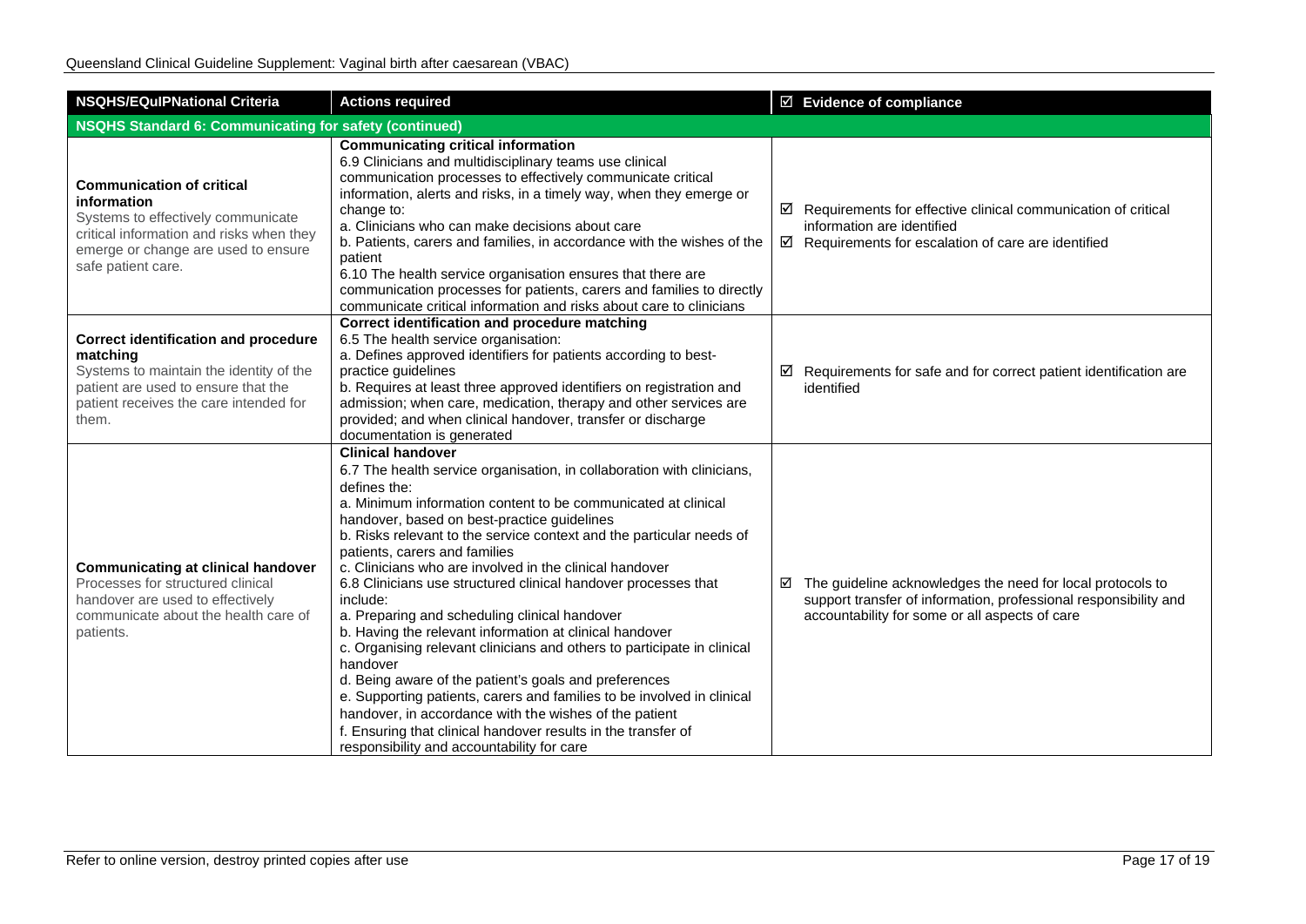| NSQHS/EQuIPNational Criteria | Actions required | ☑ Evidence of compliance |
| --- | --- | --- |
| **NSQHS Standard 6: Communicating for safety (continued)** | | |
| **Communication of critical information**<br>Systems to effectively communicate critical information and risks when they emerge or change are used to ensure safe patient care. | **Communicating critical information**<br>6.9 Clinicians and multidisciplinary teams use clinical communication processes to effectively communicate critical information, alerts and risks, in a timely way, when they emerge or change to:<br>a. Clinicians who can make decisions about care<br>b. Patients, carers and families, in accordance with the wishes of the patient<br>6.10 The health service organisation ensures that there are communication processes for patients, carers and families to directly communicate critical information and risks about care to clinicians | ☑ Requirements for effective clinical communication of critical information are identified<br>☑ Requirements for escalation of care are identified |
| **Correct identification and procedure matching**<br>Systems to maintain the identity of the patient are used to ensure that the patient receives the care intended for them. | **Correct identification and procedure matching**<br>6.5 The health service organisation:<br>a. Defines approved identifiers for patients according to best-practice guidelines<br>b. Requires at least three approved identifiers on registration and admission; when care, medication, therapy and other services are provided; and when clinical handover, transfer or discharge documentation is generated | ☑ Requirements for safe and for correct patient identification are identified |
| **Communicating at clinical handover**<br>Processes for structured clinical handover are used to effectively communicate about the health care of patients. | **Clinical handover**<br>6.7 The health service organisation, in collaboration with clinicians, defines the:<br>a. Minimum information content to be communicated at clinical handover, based on best-practice guidelines<br>b. Risks relevant to the service context and the particular needs of patients, carers and families<br>c. Clinicians who are involved in the clinical handover<br>6.8 Clinicians use structured clinical handover processes that include:<br>a. Preparing and scheduling clinical handover<br>b. Having the relevant information at clinical handover<br>c. Organising relevant clinicians and others to participate in clinical handover<br>d. Being aware of the patient's goals and preferences<br>e. Supporting patients, carers and families to be involved in clinical handover, in accordance with the wishes of the patient<br>f. Ensuring that clinical handover results in the transfer of responsibility and accountability for care | ☑ The guideline acknowledges the need for local protocols to support transfer of information, professional responsibility and accountability for some or all aspects of care |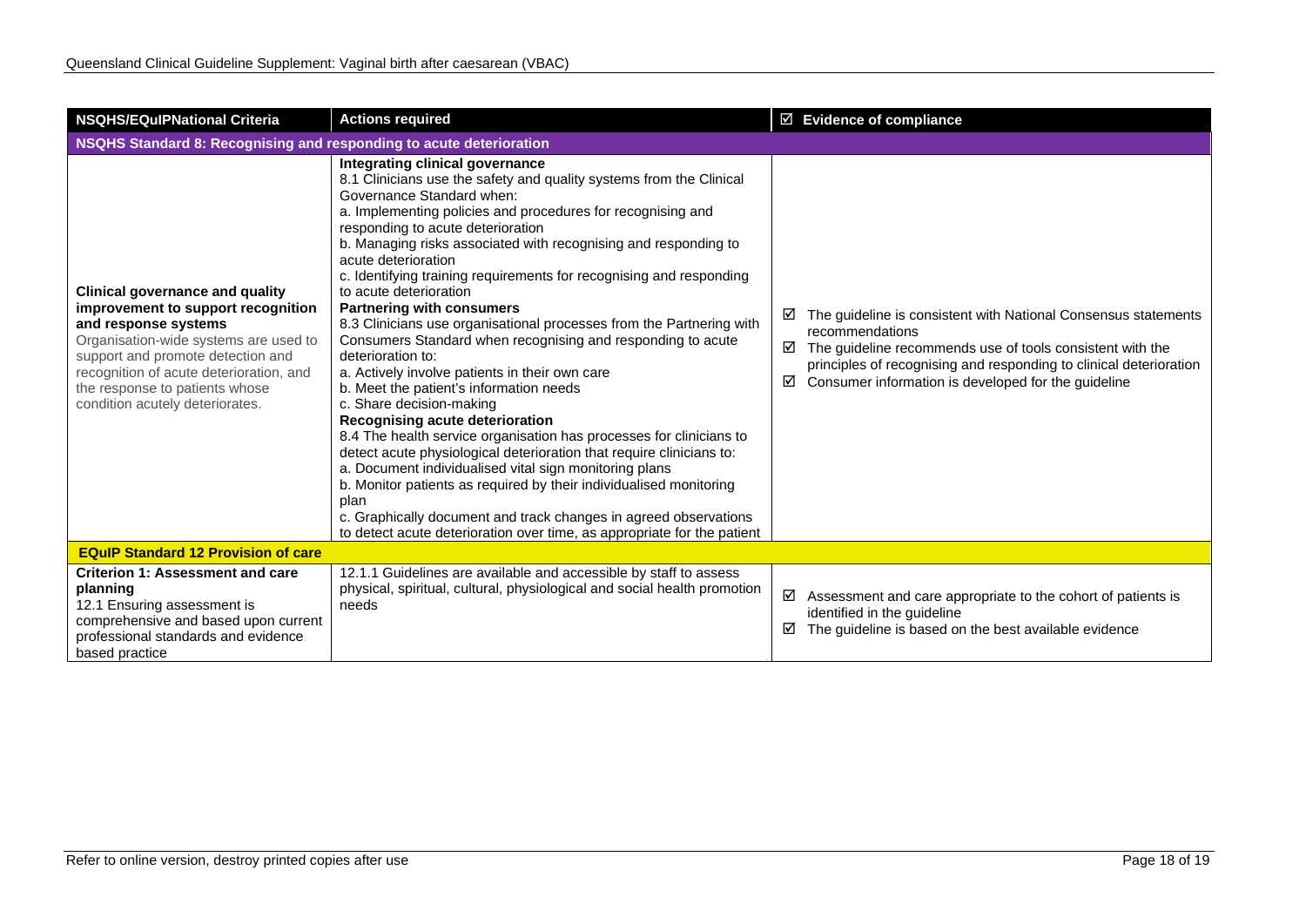| NSQHS/EQuIPNational Criteria | Actions required | ☑ Evidence of compliance |
|---|---|---|
| **NSQHS Standard 8: Recognising and responding to acute deterioration** | | |
| **Clinical governance and quality improvement to support recognition and response systems**<br>Organisation-wide systems are used to support and promote detection and recognition of acute deterioration, and the response to patients whose condition acutely deteriorates. | **Integrating clinical governance**<br>8.1 Clinicians use the safety and quality systems from the Clinical Governance Standard when:<br>a. Implementing policies and procedures for recognising and responding to acute deterioration<br>b. Managing risks associated with recognising and responding to acute deterioration<br>c. Identifying training requirements for recognising and responding to acute deterioration<br>**Partnering with consumers**<br>8.3 Clinicians use organisational processes from the Partnering with Consumers Standard when recognising and responding to acute deterioration to:<br>a. Actively involve patients in their own care<br>b. Meet the patient's information needs<br>c. Share decision-making<br>**Recognising acute deterioration**<br>8.4 The health service organisation has processes for clinicians to detect acute physiological deterioration that require clinicians to:<br>a. Document individualised vital sign monitoring plans<br>b. Monitor patients as required by their individualised monitoring plan<br>c. Graphically document and track changes in agreed observations to detect acute deterioration over time, as appropriate for the patient | ☑ The guideline is consistent with National Consensus statements recommendations<br>☑ The guideline recommends use of tools consistent with the principles of recognising and responding to clinical deterioration<br>☑ Consumer information is developed for the guideline |
| **EQuIP Standard 12 Provision of care** | | |
| **Criterion 1: Assessment and care planning**<br>12.1 Ensuring assessment is comprehensive and based upon current professional standards and evidence based practice | 12.1.1 Guidelines are available and accessible by staff to assess physical, spiritual, cultural, physiological and social health promotion needs | ☑ Assessment and care appropriate to the cohort of patients is identified in the guideline<br>☑ The guideline is based on the best available evidence |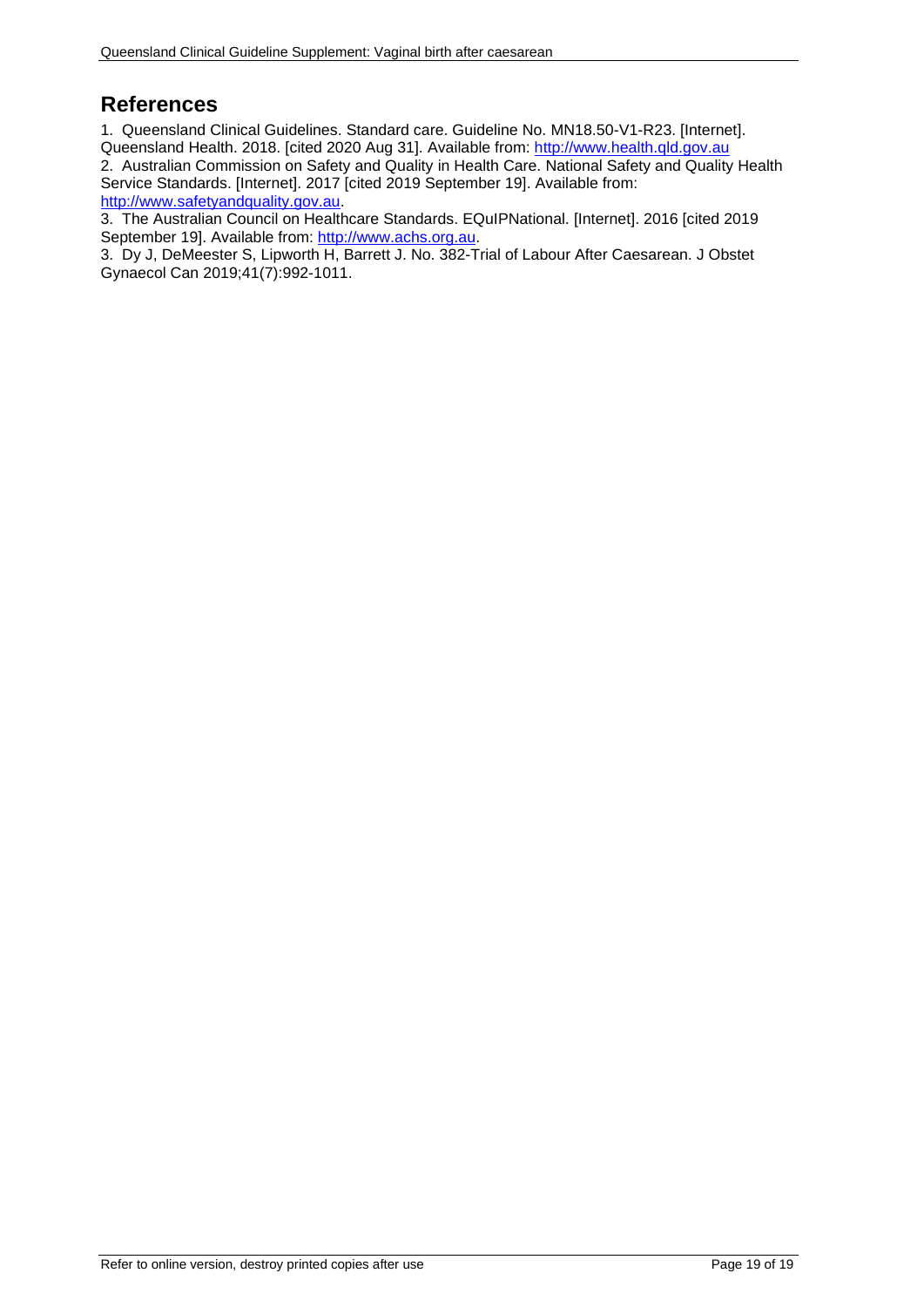## References

1. Queensland Clinical Guidelines. Standard care. Guideline No. MN18.50-V1-R23. [Internet]. Queensland Health. 2018. [cited 2020 Aug 31]. Available from: http://www.health.qld.gov.au
2. Australian Commission on Safety and Quality in Health Care. National Safety and Quality Health Service Standards. [Internet]. 2017 [cited 2019 September 19]. Available from: http://www.safetyandquality.gov.au.
3. The Australian Council on Healthcare Standards. EQuIPNational. [Internet]. 2016 [cited 2019 September 19]. Available from: http://www.achs.org.au.
3. Dy J, DeMeester S, Lipworth H, Barrett J. No. 382-Trial of Labour After Caesarean. J Obstet Gynaecol Can 2019;41(7):992-1011.